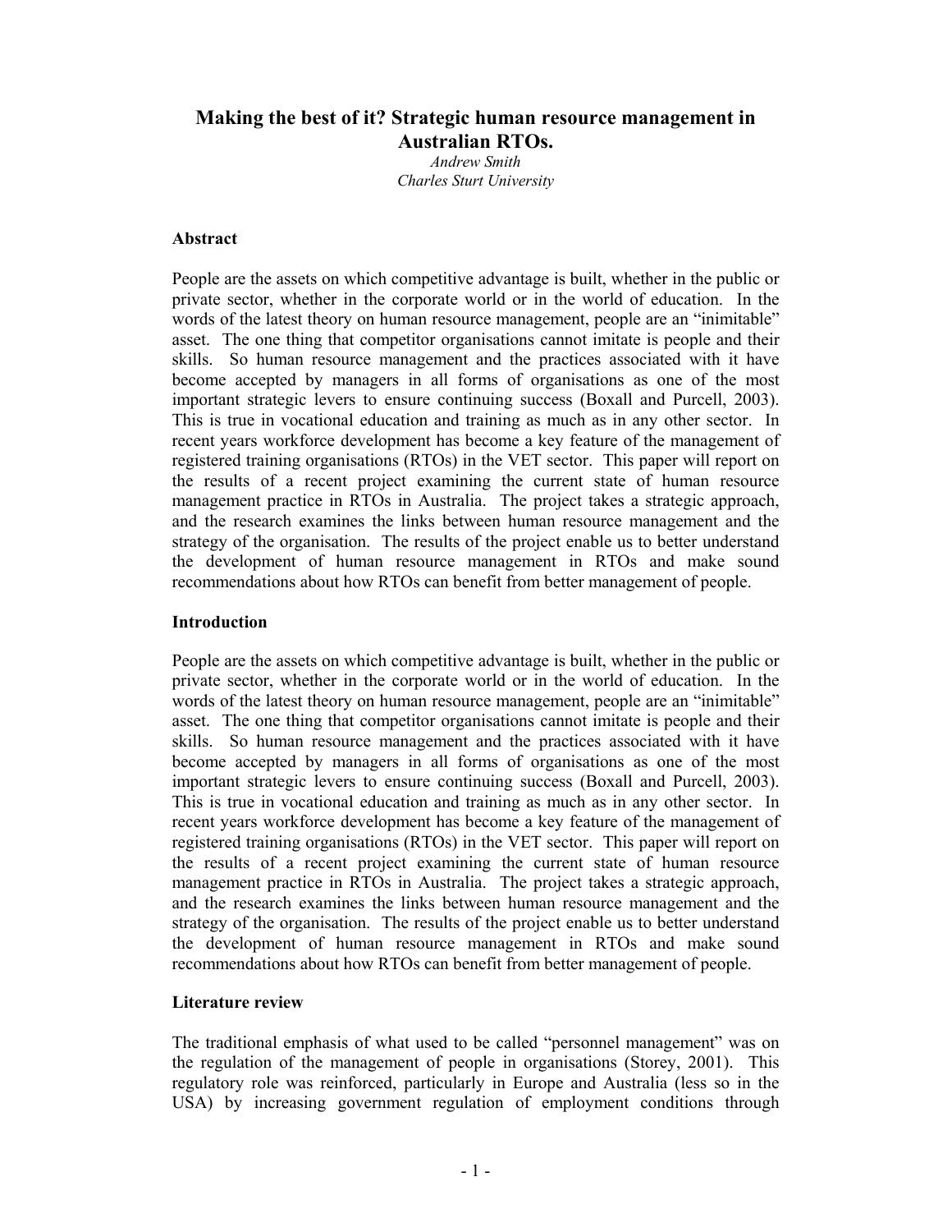# Making the best of it? Strategic human resource management in Australian RTOs.

*Andrew Smith*
*Charles Sturt University*

## Abstract

People are the assets on which competitive advantage is built, whether in the public or private sector, whether in the corporate world or in the world of education. In the words of the latest theory on human resource management, people are an "inimitable" asset. The one thing that competitor organisations cannot imitate is people and their skills. So human resource management and the practices associated with it have become accepted by managers in all forms of organisations as one of the most important strategic levers to ensure continuing success (Boxall and Purcell, 2003). This is true in vocational education and training as much as in any other sector. In recent years workforce development has become a key feature of the management of registered training organisations (RTOs) in the VET sector. This paper will report on the results of a recent project examining the current state of human resource management practice in RTOs in Australia. The project takes a strategic approach, and the research examines the links between human resource management and the strategy of the organisation. The results of the project enable us to better understand the development of human resource management in RTOs and make sound recommendations about how RTOs can benefit from better management of people.

## Introduction

People are the assets on which competitive advantage is built, whether in the public or private sector, whether in the corporate world or in the world of education. In the words of the latest theory on human resource management, people are an "inimitable" asset. The one thing that competitor organisations cannot imitate is people and their skills. So human resource management and the practices associated with it have become accepted by managers in all forms of organisations as one of the most important strategic levers to ensure continuing success (Boxall and Purcell, 2003). This is true in vocational education and training as much as in any other sector. In recent years workforce development has become a key feature of the management of registered training organisations (RTOs) in the VET sector. This paper will report on the results of a recent project examining the current state of human resource management practice in RTOs in Australia. The project takes a strategic approach, and the research examines the links between human resource management and the strategy of the organisation. The results of the project enable us to better understand the development of human resource management in RTOs and make sound recommendations about how RTOs can benefit from better management of people.

## Literature review

The traditional emphasis of what used to be called "personnel management" was on the regulation of the management of people in organisations (Storey, 2001). This regulatory role was reinforced, particularly in Europe and Australia (less so in the USA) by increasing government regulation of employment conditions through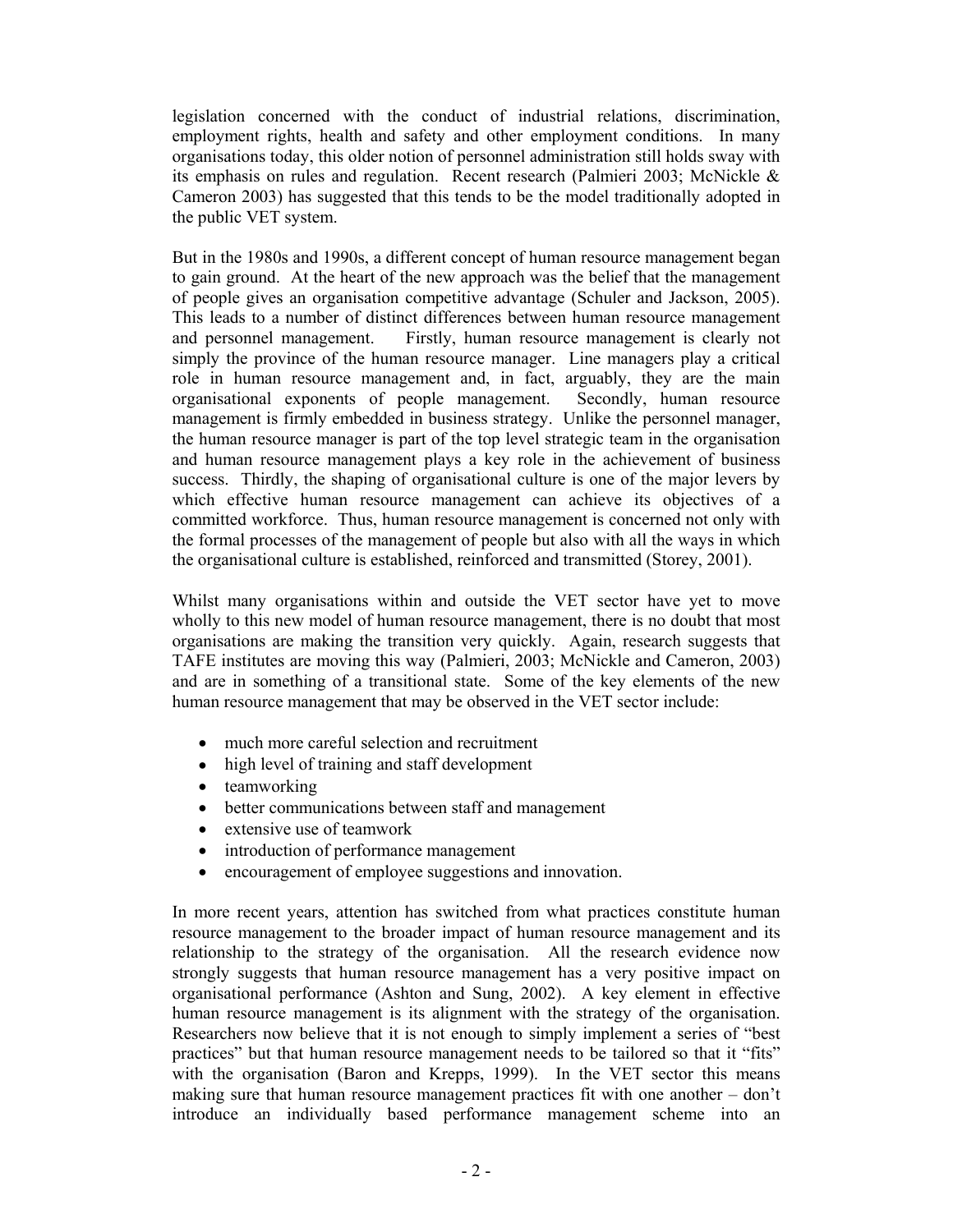legislation concerned with the conduct of industrial relations, discrimination, employment rights, health and safety and other employment conditions. In many organisations today, this older notion of personnel administration still holds sway with its emphasis on rules and regulation. Recent research (Palmieri 2003; McNickle & Cameron 2003) has suggested that this tends to be the model traditionally adopted in the public VET system.

But in the 1980s and 1990s, a different concept of human resource management began to gain ground. At the heart of the new approach was the belief that the management of people gives an organisation competitive advantage (Schuler and Jackson, 2005). This leads to a number of distinct differences between human resource management and personnel management. Firstly, human resource management is clearly not simply the province of the human resource manager. Line managers play a critical role in human resource management and, in fact, arguably, they are the main organisational exponents of people management. Secondly, human resource management is firmly embedded in business strategy. Unlike the personnel manager, the human resource manager is part of the top level strategic team in the organisation and human resource management plays a key role in the achievement of business success. Thirdly, the shaping of organisational culture is one of the major levers by which effective human resource management can achieve its objectives of a committed workforce. Thus, human resource management is concerned not only with the formal processes of the management of people but also with all the ways in which the organisational culture is established, reinforced and transmitted (Storey, 2001).

Whilst many organisations within and outside the VET sector have yet to move wholly to this new model of human resource management, there is no doubt that most organisations are making the transition very quickly. Again, research suggests that TAFE institutes are moving this way (Palmieri, 2003; McNickle and Cameron, 2003) and are in something of a transitional state. Some of the key elements of the new human resource management that may be observed in the VET sector include:

- much more careful selection and recruitment
- high level of training and staff development
- teamworking
- better communications between staff and management
- extensive use of teamwork
- introduction of performance management
- encouragement of employee suggestions and innovation.

In more recent years, attention has switched from what practices constitute human resource management to the broader impact of human resource management and its relationship to the strategy of the organisation. All the research evidence now strongly suggests that human resource management has a very positive impact on organisational performance (Ashton and Sung, 2002). A key element in effective human resource management is its alignment with the strategy of the organisation. Researchers now believe that it is not enough to simply implement a series of "best practices" but that human resource management needs to be tailored so that it "fits" with the organisation (Baron and Krepps, 1999). In the VET sector this means making sure that human resource management practices fit with one another – don't introduce an individually based performance management scheme into an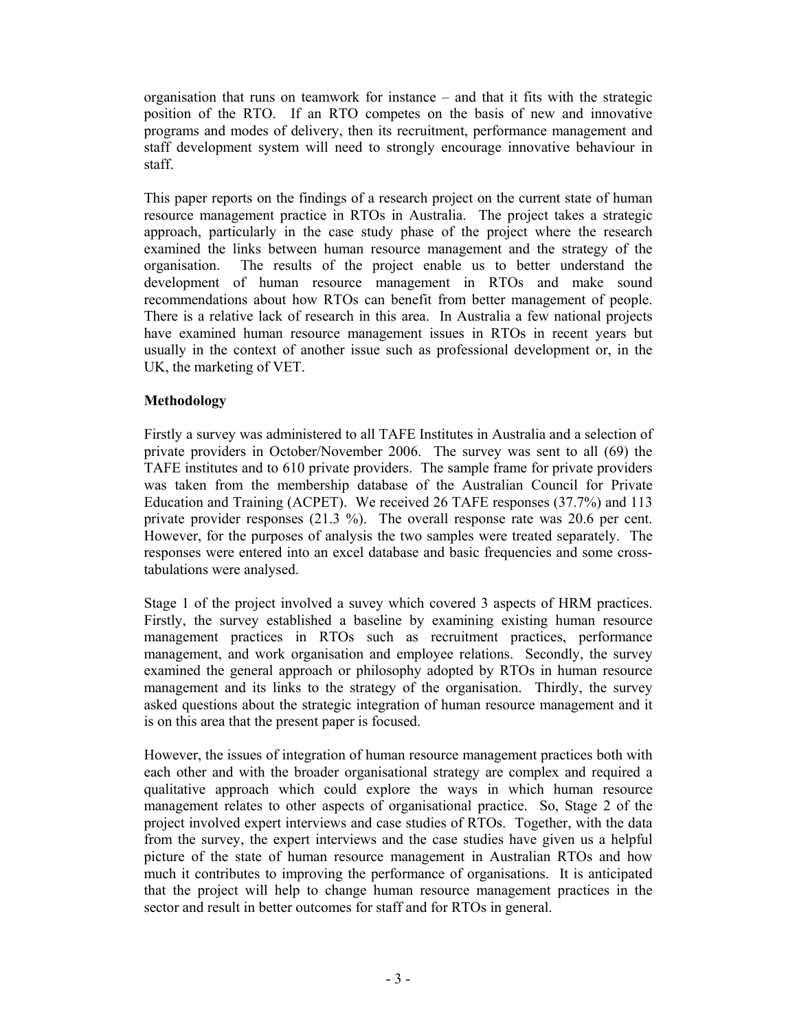organisation that runs on teamwork for instance – and that it fits with the strategic position of the RTO. If an RTO competes on the basis of new and innovative programs and modes of delivery, then its recruitment, performance management and staff development system will need to strongly encourage innovative behaviour in staff.

This paper reports on the findings of a research project on the current state of human resource management practice in RTOs in Australia. The project takes a strategic approach, particularly in the case study phase of the project where the research examined the links between human resource management and the strategy of the organisation. The results of the project enable us to better understand the development of human resource management in RTOs and make sound recommendations about how RTOs can benefit from better management of people. There is a relative lack of research in this area. In Australia a few national projects have examined human resource management issues in RTOs in recent years but usually in the context of another issue such as professional development or, in the UK, the marketing of VET.

**Methodology**

Firstly a survey was administered to all TAFE Institutes in Australia and a selection of private providers in October/November 2006. The survey was sent to all (69) the TAFE institutes and to 610 private providers. The sample frame for private providers was taken from the membership database of the Australian Council for Private Education and Training (ACPET). We received 26 TAFE responses (37.7%) and 113 private provider responses (21.3 %). The overall response rate was 20.6 per cent. However, for the purposes of analysis the two samples were treated separately. The responses were entered into an excel database and basic frequencies and some cross-tabulations were analysed.

Stage 1 of the project involved a suvey which covered 3 aspects of HRM practices. Firstly, the survey established a baseline by examining existing human resource management practices in RTOs such as recruitment practices, performance management, and work organisation and employee relations. Secondly, the survey examined the general approach or philosophy adopted by RTOs in human resource management and its links to the strategy of the organisation. Thirdly, the survey asked questions about the strategic integration of human resource management and it is on this area that the present paper is focused.

However, the issues of integration of human resource management practices both with each other and with the broader organisational strategy are complex and required a qualitative approach which could explore the ways in which human resource management relates to other aspects of organisational practice. So, Stage 2 of the project involved expert interviews and case studies of RTOs. Together, with the data from the survey, the expert interviews and the case studies have given us a helpful picture of the state of human resource management in Australian RTOs and how much it contributes to improving the performance of organisations. It is anticipated that the project will help to change human resource management practices in the sector and result in better outcomes for staff and for RTOs in general.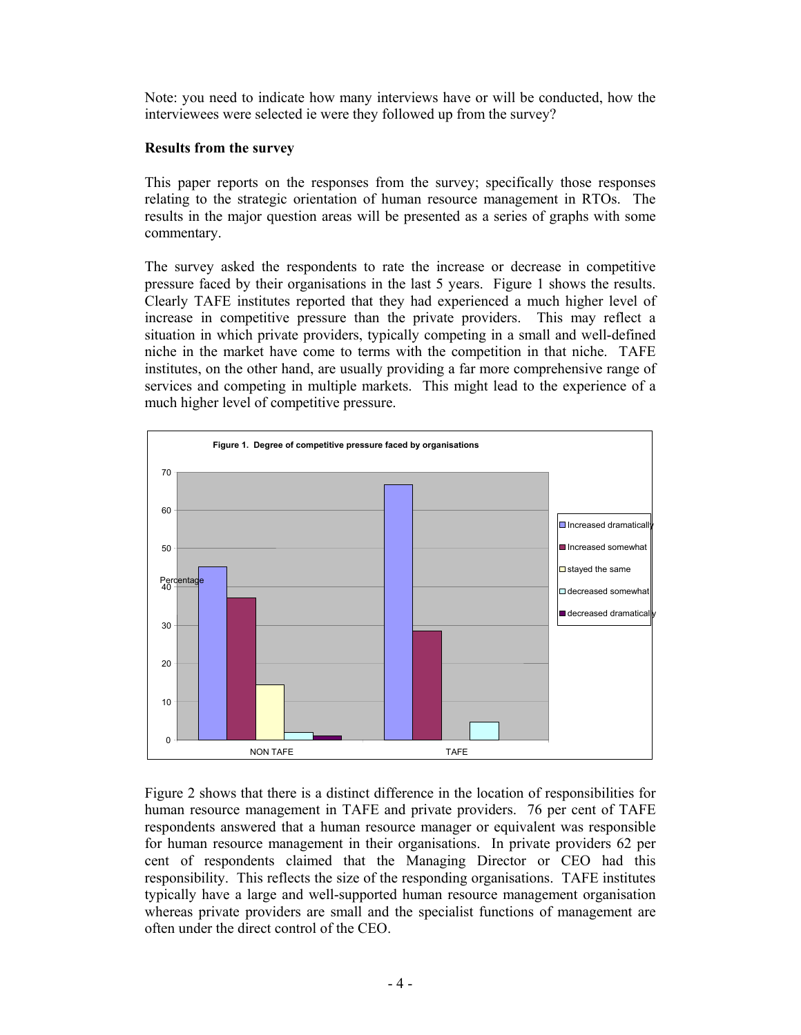Note: you need to indicate how many interviews have or will be conducted, how the interviewees were selected ie were they followed up from the survey?

**Results from the survey**

This paper reports on the responses from the survey; specifically those responses relating to the strategic orientation of human resource management in RTOs. The results in the major question areas will be presented as a series of graphs with some commentary.

The survey asked the respondents to rate the increase or decrease in competitive pressure faced by their organisations in the last 5 years. Figure 1 shows the results. Clearly TAFE institutes reported that they had experienced a much higher level of increase in competitive pressure than the private providers. This may reflect a situation in which private providers, typically competing in a small and well-defined niche in the market have come to terms with the competition in that niche. TAFE institutes, on the other hand, are usually providing a far more comprehensive range of services and competing in multiple markets. This might lead to the experience of a much higher level of competitive pressure.

**Figure 1. Degree of competitive pressure faced by organisations**

Figure 2 shows that there is a distinct difference in the location of responsibilities for human resource management in TAFE and private providers. 76 per cent of TAFE respondents answered that a human resource manager or equivalent was responsible for human resource management in their organisations. In private providers 62 per cent of respondents claimed that the Managing Director or CEO had this responsibility. This reflects the size of the responding organisations. TAFE institutes typically have a large and well-supported human resource management organisation whereas private providers are small and the specialist functions of management are often under the direct control of the CEO.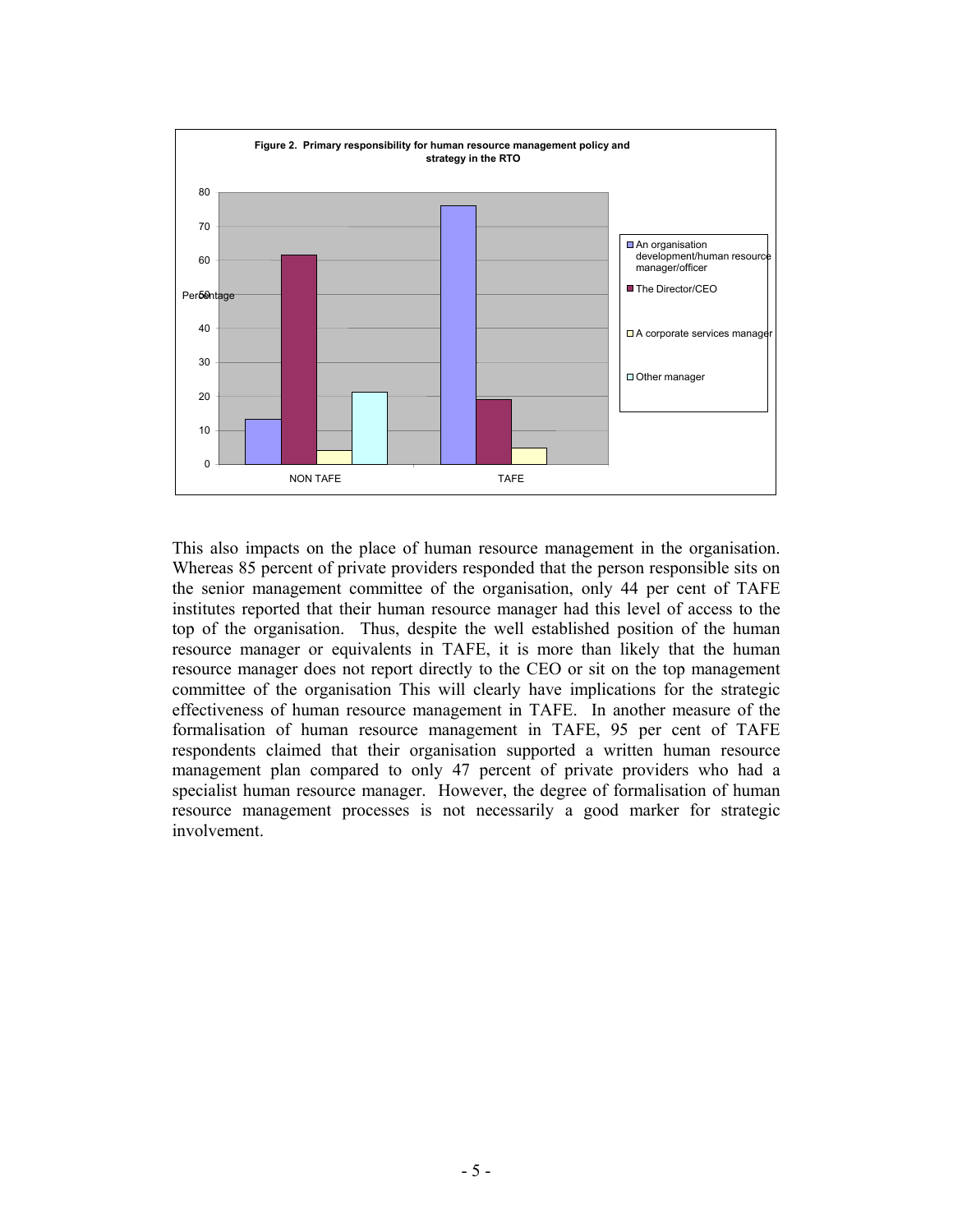**Figure 2. Primary responsibility for human resource management policy and strategy in the RTO**

This also impacts on the place of human resource management in the organisation. Whereas 85 percent of private providers responded that the person responsible sits on the senior management committee of the organisation, only 44 per cent of TAFE institutes reported that their human resource manager had this level of access to the top of the organisation. Thus, despite the well established position of the human resource manager or equivalents in TAFE, it is more than likely that the human resource manager does not report directly to the CEO or sit on the top management committee of the organisation This will clearly have implications for the strategic effectiveness of human resource management in TAFE. In another measure of the formalisation of human resource management in TAFE, 95 per cent of TAFE respondents claimed that their organisation supported a written human resource management plan compared to only 47 percent of private providers who had a specialist human resource manager. However, the degree of formalisation of human resource management processes is not necessarily a good marker for strategic involvement.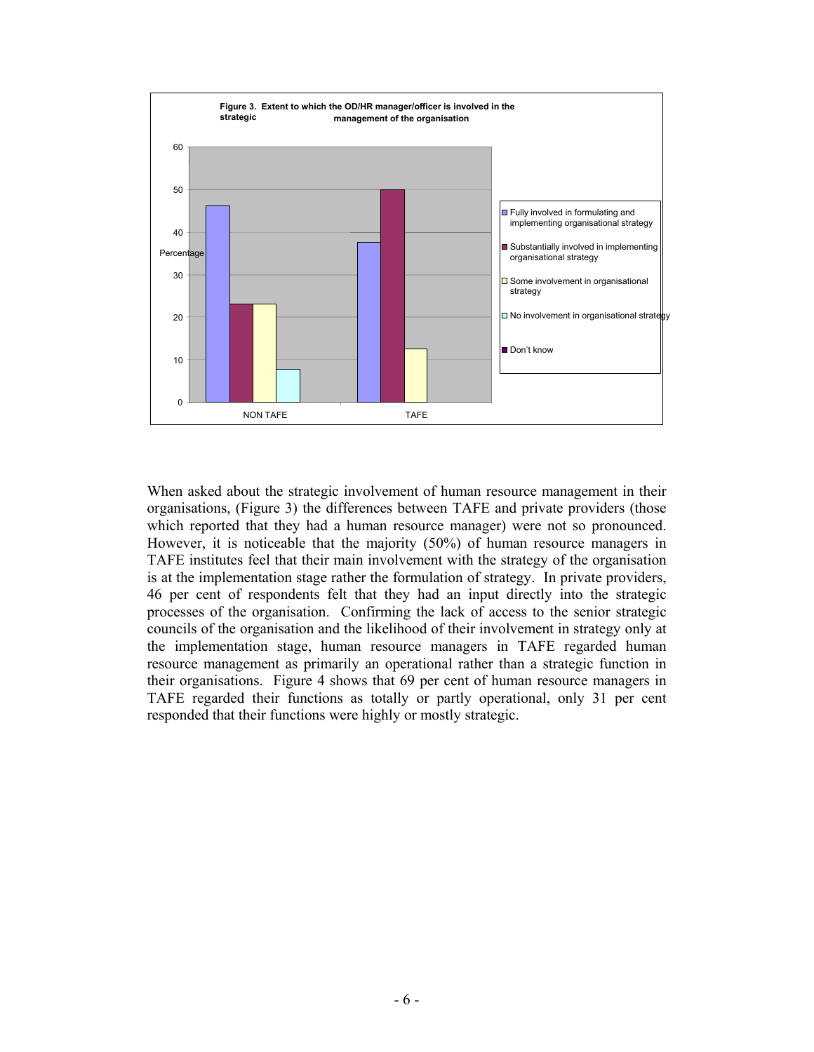**Figure 3. Extent to which the OD/HR manager/officer is involved in the strategic management of the organisation**

When asked about the strategic involvement of human resource management in their organisations, (Figure 3) the differences between TAFE and private providers (those which reported that they had a human resource manager) were not so pronounced. However, it is noticeable that the majority (50%) of human resource managers in TAFE institutes feel that their main involvement with the strategy of the organisation is at the implementation stage rather the formulation of strategy. In private providers, 46 per cent of respondents felt that they had an input directly into the strategic processes of the organisation. Confirming the lack of access to the senior strategic councils of the organisation and the likelihood of their involvement in strategy only at the implementation stage, human resource managers in TAFE regarded human resource management as primarily an operational rather than a strategic function in their organisations. Figure 4 shows that 69 per cent of human resource managers in TAFE regarded their functions as totally or partly operational, only 31 per cent responded that their functions were highly or mostly strategic.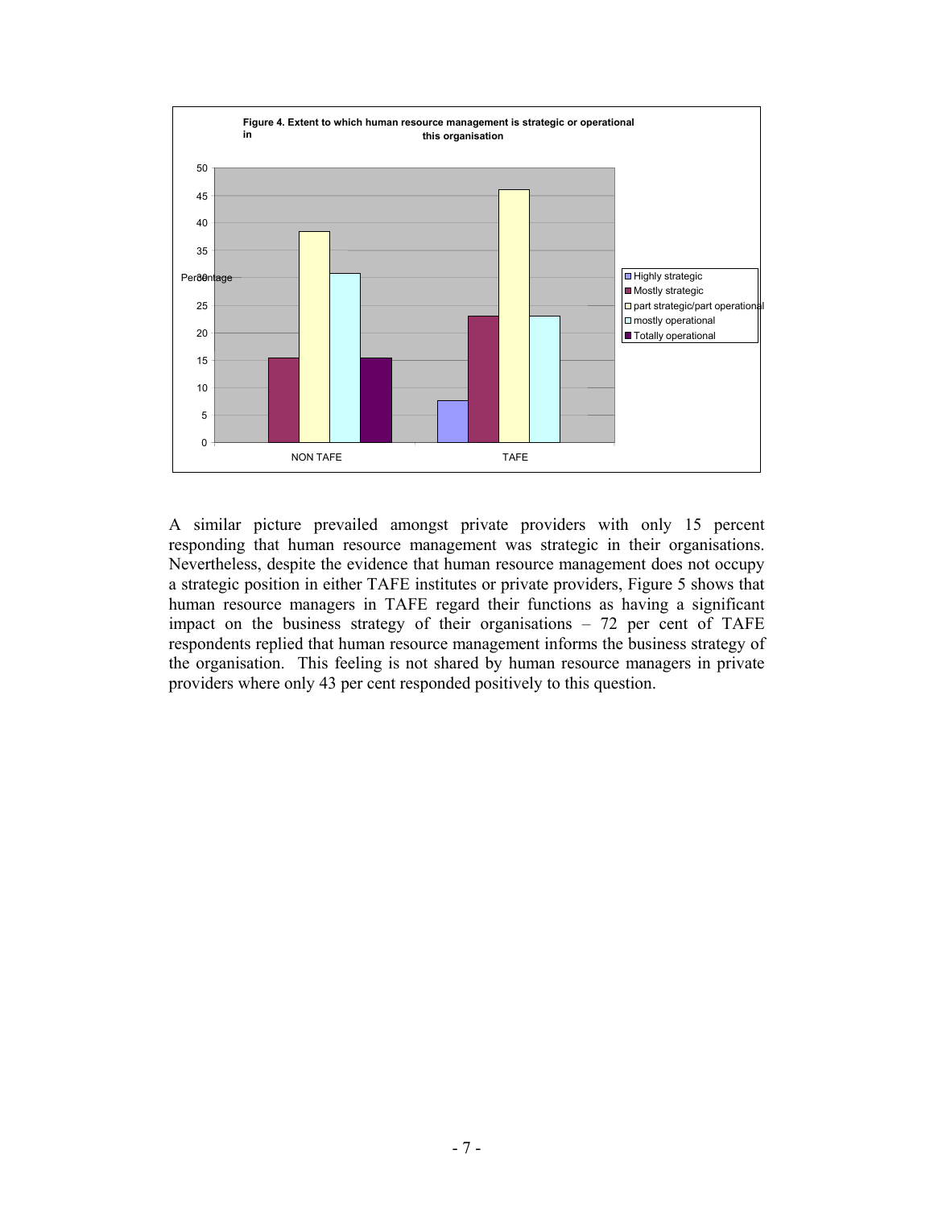**Figure 4. Extent to which human resource management is strategic or operational in this organisation**

A similar picture prevailed amongst private providers with only 15 percent responding that human resource management was strategic in their organisations. Nevertheless, despite the evidence that human resource management does not occupy a strategic position in either TAFE institutes or private providers, Figure 5 shows that human resource managers in TAFE regard their functions as having a significant impact on the business strategy of their organisations – 72 per cent of TAFE respondents replied that human resource management informs the business strategy of the organisation. This feeling is not shared by human resource managers in private providers where only 43 per cent responded positively to this question.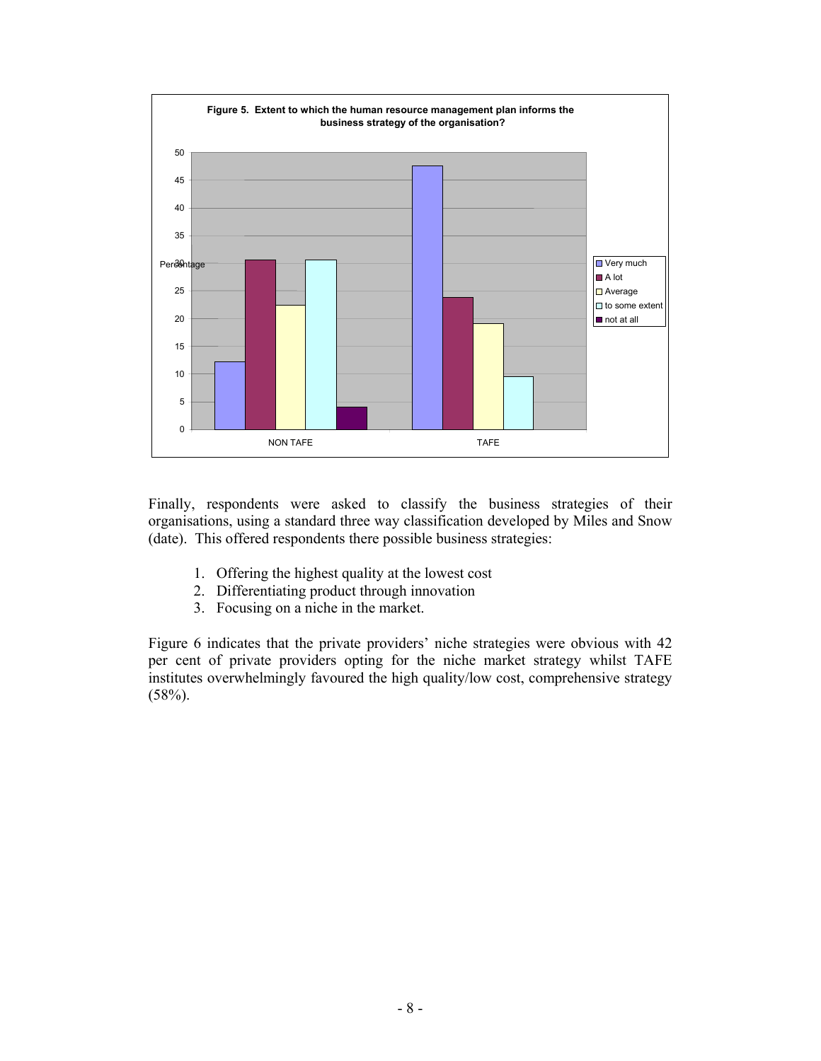**Figure 5. Extent to which the human resource management plan informs the business strategy of the organisation?**

Finally, respondents were asked to classify the business strategies of their organisations, using a standard three way classification developed by Miles and Snow (date). This offered respondents there possible business strategies:

1. Offering the highest quality at the lowest cost
2. Differentiating product through innovation
3. Focusing on a niche in the market.

Figure 6 indicates that the private providers' niche strategies were obvious with 42 per cent of private providers opting for the niche market strategy whilst TAFE institutes overwhelmingly favoured the high quality/low cost, comprehensive strategy (58%).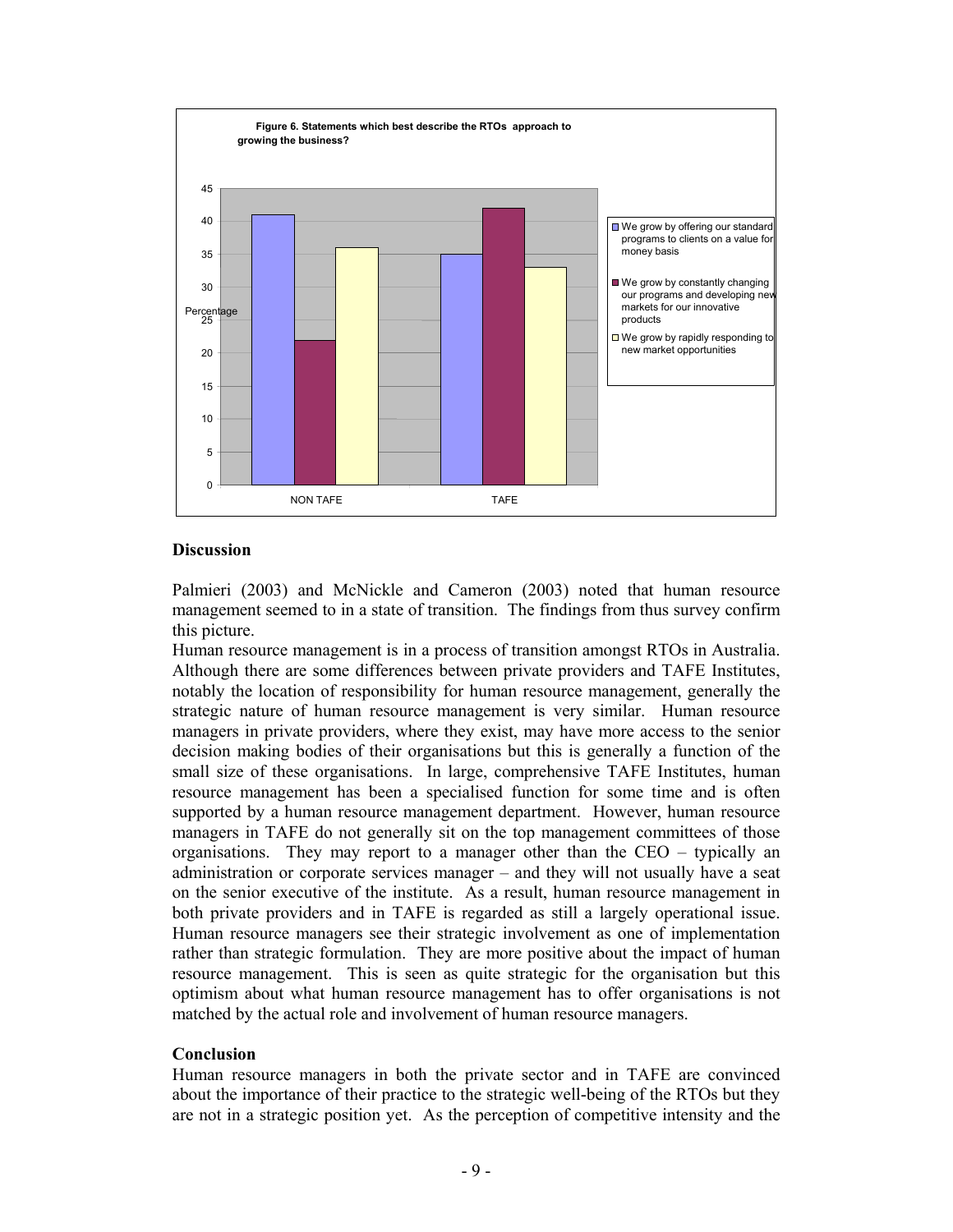**Figure 6. Statements which best describe the RTOs approach to growing the business?**

## Discussion

Palmieri (2003) and McNickle and Cameron (2003) noted that human resource management seemed to in a state of transition. The findings from thus survey confirm this picture.

Human resource management is in a process of transition amongst RTOs in Australia. Although there are some differences between private providers and TAFE Institutes, notably the location of responsibility for human resource management, generally the strategic nature of human resource management is very similar. Human resource managers in private providers, where they exist, may have more access to the senior decision making bodies of their organisations but this is generally a function of the small size of these organisations. In large, comprehensive TAFE Institutes, human resource management has been a specialised function for some time and is often supported by a human resource management department. However, human resource managers in TAFE do not generally sit on the top management committees of those organisations. They may report to a manager other than the CEO – typically an administration or corporate services manager – and they will not usually have a seat on the senior executive of the institute. As a result, human resource management in both private providers and in TAFE is regarded as still a largely operational issue. Human resource managers see their strategic involvement as one of implementation rather than strategic formulation. They are more positive about the impact of human resource management. This is seen as quite strategic for the organisation but this optimism about what human resource management has to offer organisations is not matched by the actual role and involvement of human resource managers.

## Conclusion

Human resource managers in both the private sector and in TAFE are convinced about the importance of their practice to the strategic well-being of the RTOs but they are not in a strategic position yet. As the perception of competitive intensity and the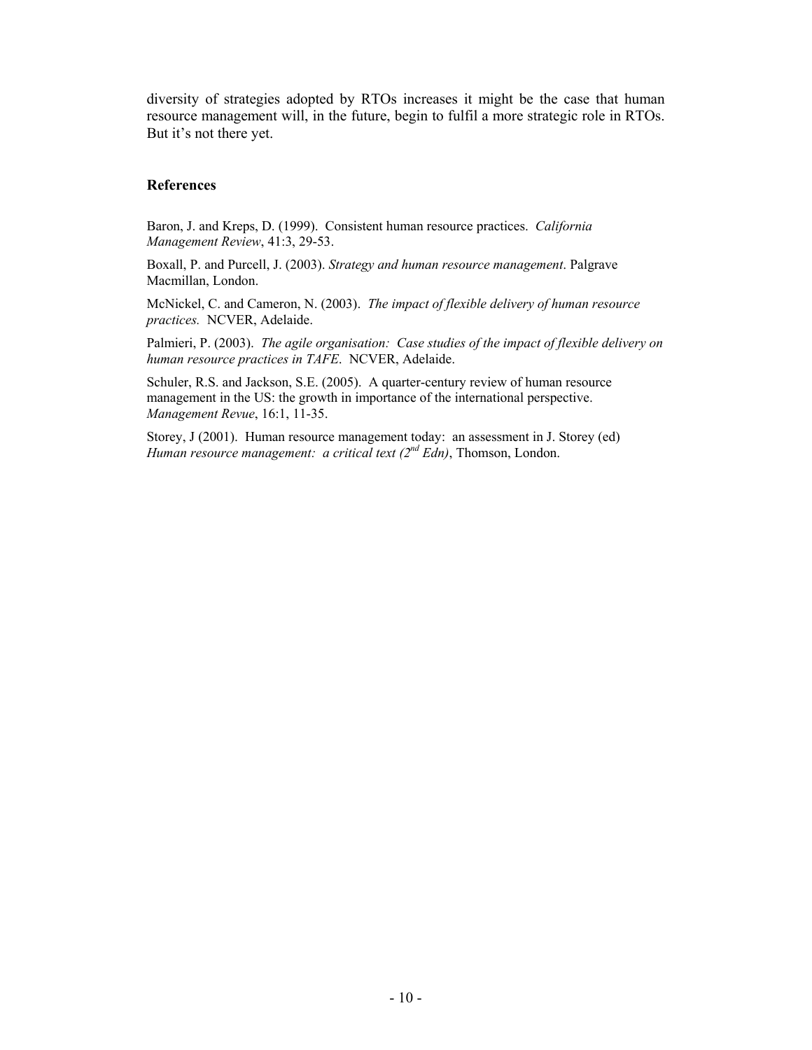diversity of strategies adopted by RTOs increases it might be the case that human resource management will, in the future, begin to fulfil a more strategic role in RTOs. But it's not there yet.

### References

Baron, J. and Kreps, D. (1999). Consistent human resource practices. *California Management Review*, 41:3, 29-53.

Boxall, P. and Purcell, J. (2003). *Strategy and human resource management*. Palgrave Macmillan, London.

McNickel, C. and Cameron, N. (2003). *The impact of flexible delivery of human resource practices.* NCVER, Adelaide.

Palmieri, P. (2003). *The agile organisation: Case studies of the impact of flexible delivery on human resource practices in TAFE*. NCVER, Adelaide.

Schuler, R.S. and Jackson, S.E. (2005). A quarter-century review of human resource management in the US: the growth in importance of the international perspective. *Management Revue*, 16:1, 11-35.

Storey, J (2001). Human resource management today: an assessment in J. Storey (ed) *Human resource management: a critical text (2nd Edn)*, Thomson, London.